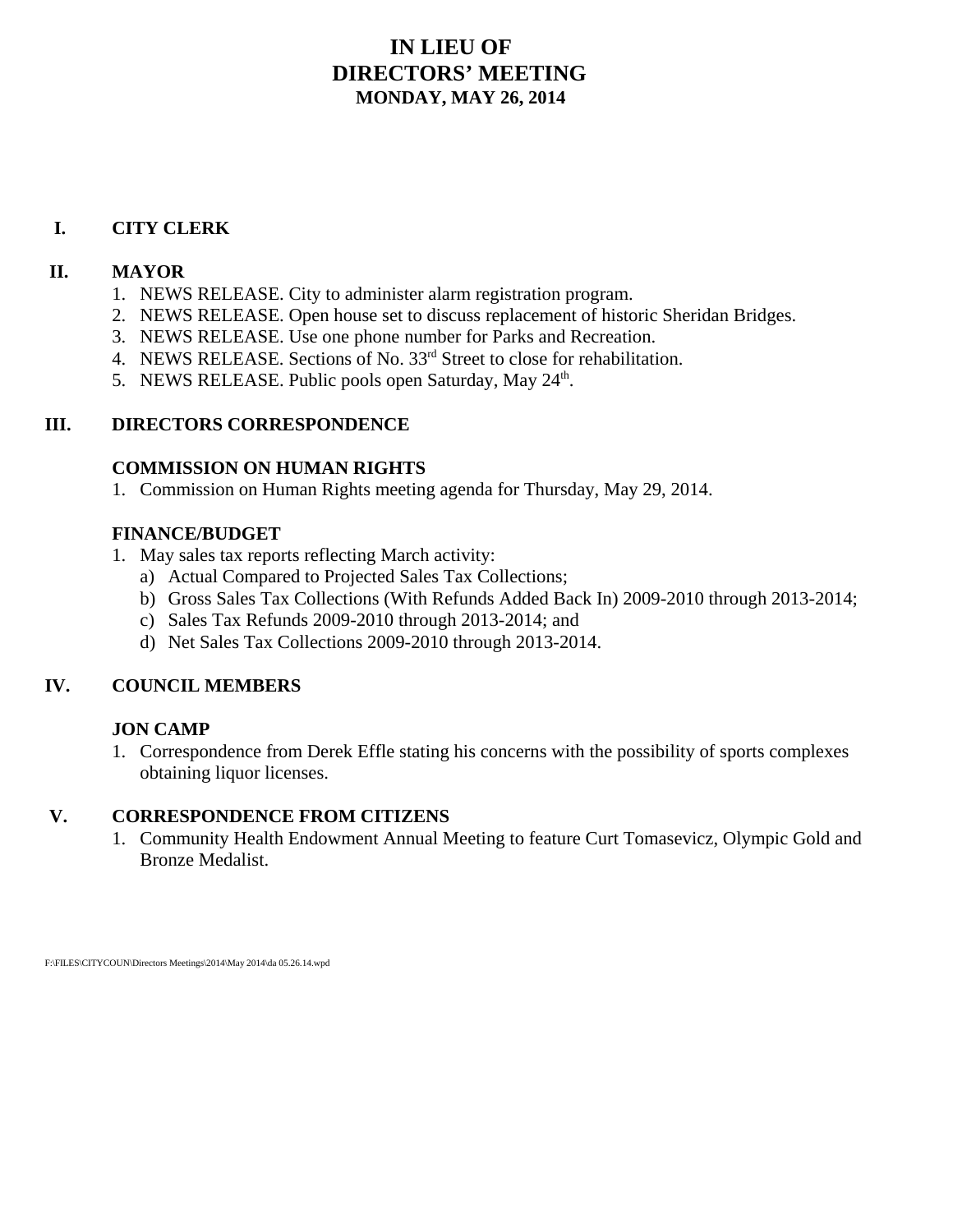# IN LIEU OF
# DIRECTORS' MEETING
## MONDAY, MAY 26, 2014

## I. CITY CLERK

## II. MAYOR

1. NEWS RELEASE. City to administer alarm registration program.
2. NEWS RELEASE. Open house set to discuss replacement of historic Sheridan Bridges.
3. NEWS RELEASE. Use one phone number for Parks and Recreation.
4. NEWS RELEASE. Sections of No. 33rd Street to close for rehabilitation.
5. NEWS RELEASE. Public pools open Saturday, May 24th.

## III. DIRECTORS CORRESPONDENCE

### COMMISSION ON HUMAN RIGHTS

1. Commission on Human Rights meeting agenda for Thursday, May 29, 2014.

### FINANCE/BUDGET

1. May sales tax reports reflecting March activity:
   a) Actual Compared to Projected Sales Tax Collections;
   b) Gross Sales Tax Collections (With Refunds Added Back In) 2009-2010 through 2013-2014;
   c) Sales Tax Refunds 2009-2010 through 2013-2014; and
   d) Net Sales Tax Collections 2009-2010 through 2013-2014.

## IV. COUNCIL MEMBERS

### JON CAMP

1. Correspondence from Derek Effle stating his concerns with the possibility of sports complexes obtaining liquor licenses.

## V. CORRESPONDENCE FROM CITIZENS

1. Community Health Endowment Annual Meeting to feature Curt Tomasevicz, Olympic Gold and Bronze Medalist.

F:\FILES\CITYCOUN\Directors Meetings\2014\May 2014\da 05.26.14.wpd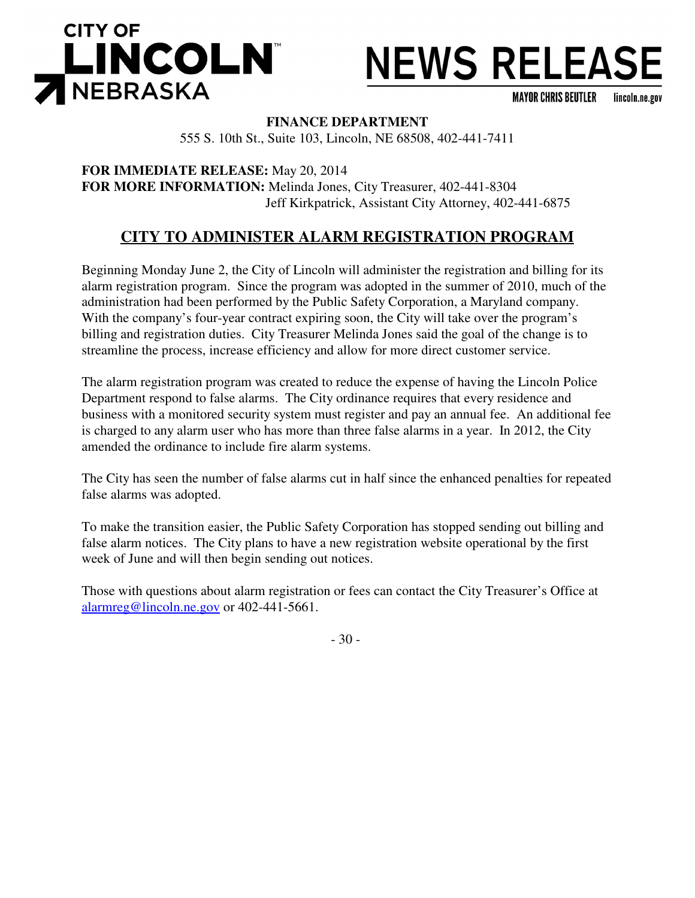**CITY OF LINCOLN NEBRASKA**

# NEWS RELEASE

MAYOR CHRIS BEUTLER lincoln.ne.gov

**FINANCE DEPARTMENT**
555 S. 10th St., Suite 103, Lincoln, NE 68508, 402-441-7411

**FOR IMMEDIATE RELEASE:** May 20, 2014
**FOR MORE INFORMATION:** Melinda Jones, City Treasurer, 402-441-8304
Jeff Kirkpatrick, Assistant City Attorney, 402-441-6875

## CITY TO ADMINISTER ALARM REGISTRATION PROGRAM

Beginning Monday June 2, the City of Lincoln will administer the registration and billing for its alarm registration program. Since the program was adopted in the summer of 2010, much of the administration had been performed by the Public Safety Corporation, a Maryland company. With the company's four-year contract expiring soon, the City will take over the program's billing and registration duties. City Treasurer Melinda Jones said the goal of the change is to streamline the process, increase efficiency and allow for more direct customer service.

The alarm registration program was created to reduce the expense of having the Lincoln Police Department respond to false alarms. The City ordinance requires that every residence and business with a monitored security system must register and pay an annual fee. An additional fee is charged to any alarm user who has more than three false alarms in a year. In 2012, the City amended the ordinance to include fire alarm systems.

The City has seen the number of false alarms cut in half since the enhanced penalties for repeated false alarms was adopted.

To make the transition easier, the Public Safety Corporation has stopped sending out billing and false alarm notices. The City plans to have a new registration website operational by the first week of June and will then begin sending out notices.

Those with questions about alarm registration or fees can contact the City Treasurer's Office at alarmreg@lincoln.ne.gov or 402-441-5661.

\- 30 -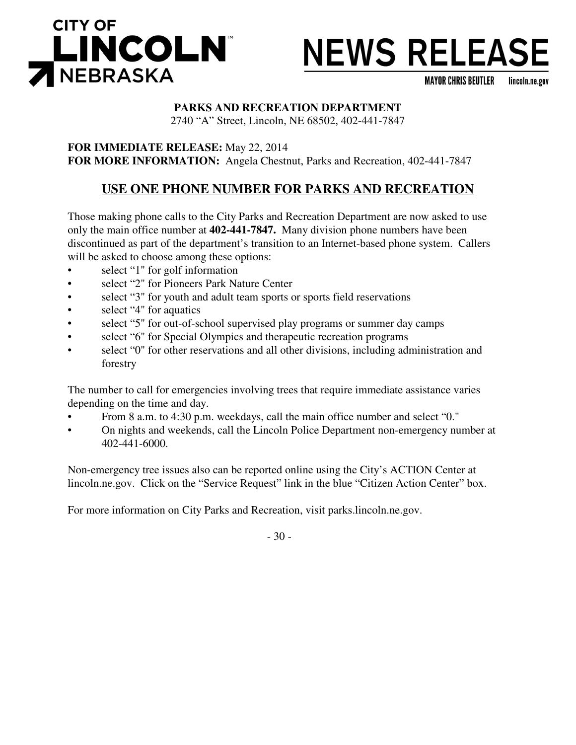# CITY OF LINCOLN NEBRASKA

# NEWS RELEASE

MAYOR CHRIS BEUTLER lincoln.ne.gov

**PARKS AND RECREATION DEPARTMENT**
2740 "A" Street, Lincoln, NE 68502, 402-441-7847

**FOR IMMEDIATE RELEASE:** May 22, 2014
**FOR MORE INFORMATION:** Angela Chestnut, Parks and Recreation, 402-441-7847

## USE ONE PHONE NUMBER FOR PARKS AND RECREATION

Those making phone calls to the City Parks and Recreation Department are now asked to use only the main office number at **402-441-7847.** Many division phone numbers have been discontinued as part of the department's transition to an Internet-based phone system. Callers will be asked to choose among these options:

- select "1" for golf information
- select "2" for Pioneers Park Nature Center
- select "3" for youth and adult team sports or sports field reservations
- select "4" for aquatics
- select "5" for out-of-school supervised play programs or summer day camps
- select "6" for Special Olympics and therapeutic recreation programs
- select "0" for other reservations and all other divisions, including administration and forestry

The number to call for emergencies involving trees that require immediate assistance varies depending on the time and day.

- From 8 a.m. to 4:30 p.m. weekdays, call the main office number and select "0."
- On nights and weekends, call the Lincoln Police Department non-emergency number at 402-441-6000.

Non-emergency tree issues also can be reported online using the City's ACTION Center at lincoln.ne.gov. Click on the "Service Request" link in the blue "Citizen Action Center" box.

For more information on City Parks and Recreation, visit parks.lincoln.ne.gov.

- 30 -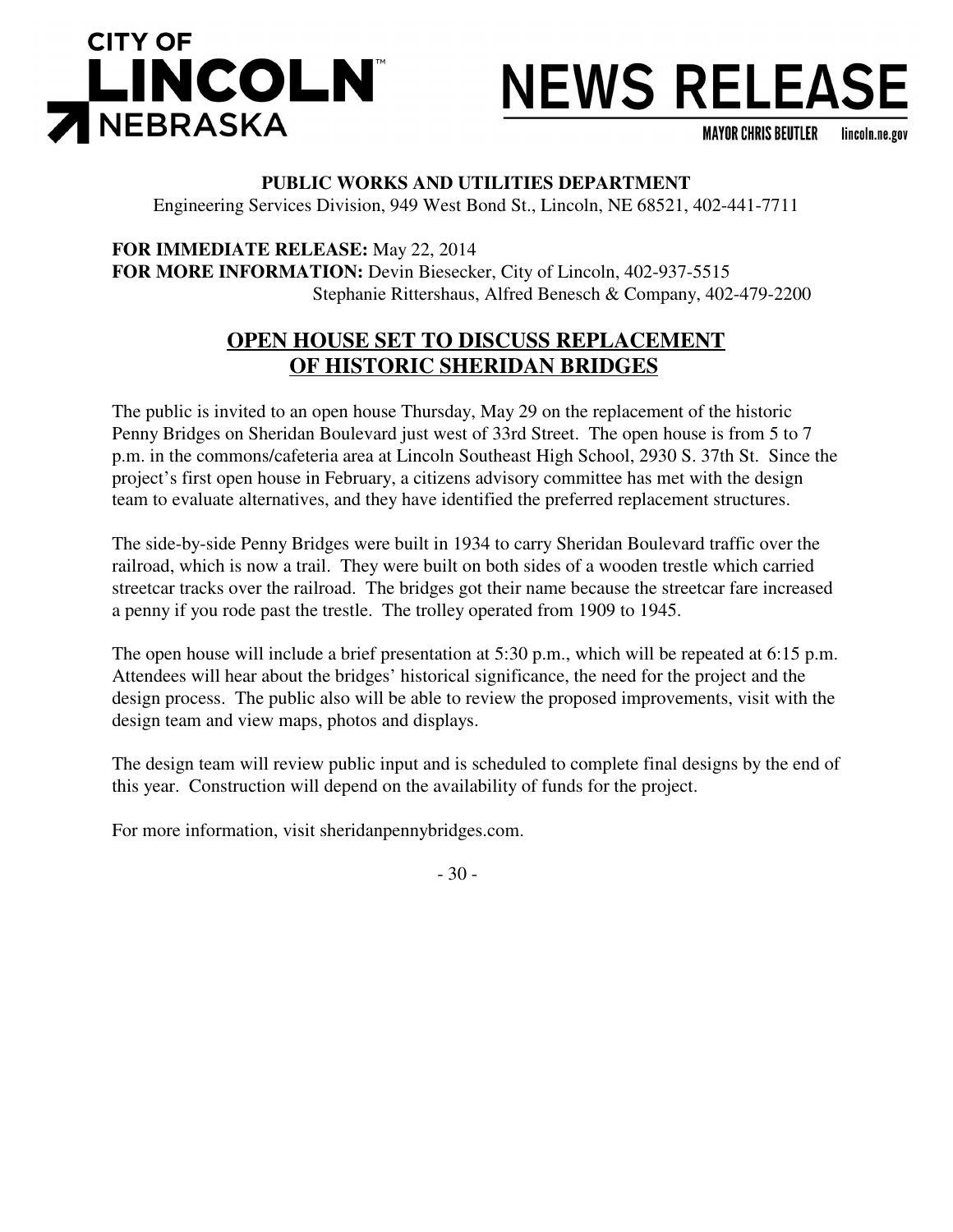**CITY OF LINCOLN NEBRASKA**

# NEWS RELEASE

MAYOR CHRIS BEUTLER lincoln.ne.gov

**PUBLIC WORKS AND UTILITIES DEPARTMENT**
Engineering Services Division, 949 West Bond St., Lincoln, NE 68521, 402-441-7711

**FOR IMMEDIATE RELEASE:** May 22, 2014
**FOR MORE INFORMATION:** Devin Biesecker, City of Lincoln, 402-937-5515
Stephanie Rittershaus, Alfred Benesch & Company, 402-479-2200

## OPEN HOUSE SET TO DISCUSS REPLACEMENT OF HISTORIC SHERIDAN BRIDGES

The public is invited to an open house Thursday, May 29 on the replacement of the historic Penny Bridges on Sheridan Boulevard just west of 33rd Street. The open house is from 5 to 7 p.m. in the commons/cafeteria area at Lincoln Southeast High School, 2930 S. 37th St. Since the project's first open house in February, a citizens advisory committee has met with the design team to evaluate alternatives, and they have identified the preferred replacement structures.

The side-by-side Penny Bridges were built in 1934 to carry Sheridan Boulevard traffic over the railroad, which is now a trail. They were built on both sides of a wooden trestle which carried streetcar tracks over the railroad. The bridges got their name because the streetcar fare increased a penny if you rode past the trestle. The trolley operated from 1909 to 1945.

The open house will include a brief presentation at 5:30 p.m., which will be repeated at 6:15 p.m. Attendees will hear about the bridges' historical significance, the need for the project and the design process. The public also will be able to review the proposed improvements, visit with the design team and view maps, photos and displays.

The design team will review public input and is scheduled to complete final designs by the end of this year. Construction will depend on the availability of funds for the project.

For more information, visit sheridanpennybridges.com.

- 30 -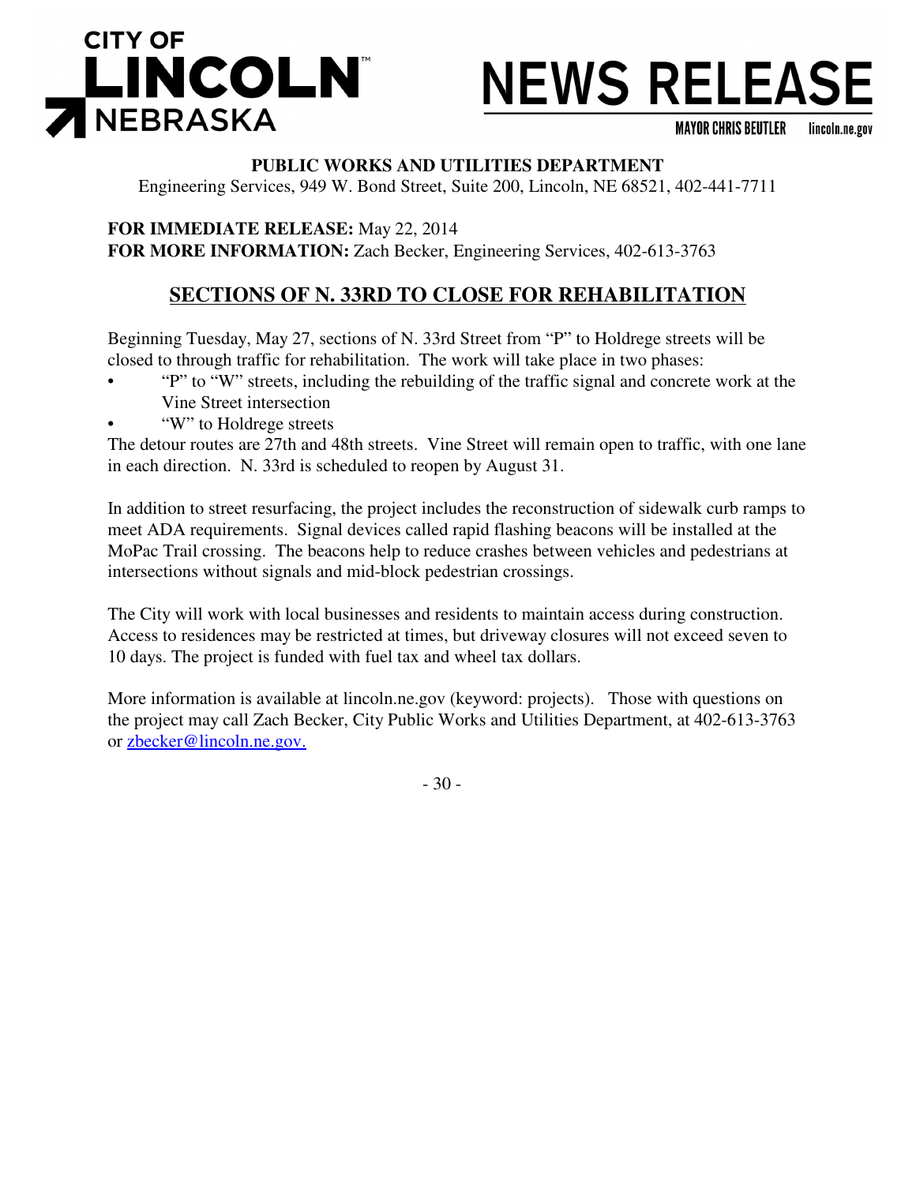**CITY OF LINCOLN NEBRASKA**

# NEWS RELEASE

**MAYOR CHRIS BEUTLER** lincoln.ne.gov

**PUBLIC WORKS AND UTILITIES DEPARTMENT**
Engineering Services, 949 W. Bond Street, Suite 200, Lincoln, NE 68521, 402-441-7711

**FOR IMMEDIATE RELEASE:** May 22, 2014
**FOR MORE INFORMATION:** Zach Becker, Engineering Services, 402-613-3763

## SECTIONS OF N. 33RD TO CLOSE FOR REHABILITATION

Beginning Tuesday, May 27, sections of N. 33rd Street from "P" to Holdrege streets will be closed to through traffic for rehabilitation. The work will take place in two phases:

- "P" to "W" streets, including the rebuilding of the traffic signal and concrete work at the Vine Street intersection
- "W" to Holdrege streets

The detour routes are 27th and 48th streets. Vine Street will remain open to traffic, with one lane in each direction. N. 33rd is scheduled to reopen by August 31.

In addition to street resurfacing, the project includes the reconstruction of sidewalk curb ramps to meet ADA requirements. Signal devices called rapid flashing beacons will be installed at the MoPac Trail crossing. The beacons help to reduce crashes between vehicles and pedestrians at intersections without signals and mid-block pedestrian crossings.

The City will work with local businesses and residents to maintain access during construction. Access to residences may be restricted at times, but driveway closures will not exceed seven to 10 days. The project is funded with fuel tax and wheel tax dollars.

More information is available at lincoln.ne.gov (keyword: projects). Those with questions on the project may call Zach Becker, City Public Works and Utilities Department, at 402-613-3763 or zbecker@lincoln.ne.gov.

- 30 -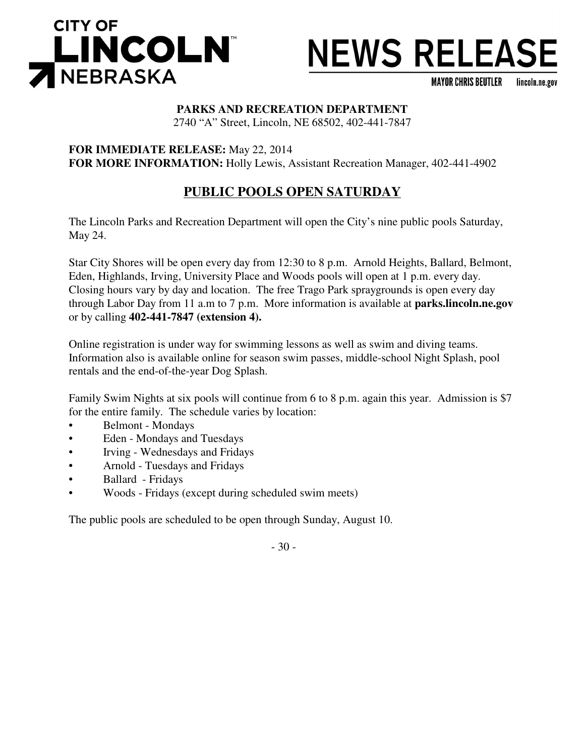CITY OF LINCOLN NEBRASKA

# NEWS RELEASE

MAYOR CHRIS BEUTLER lincoln.ne.gov

**PARKS AND RECREATION DEPARTMENT**
2740 "A" Street, Lincoln, NE 68502, 402-441-7847

**FOR IMMEDIATE RELEASE:** May 22, 2014
**FOR MORE INFORMATION:** Holly Lewis, Assistant Recreation Manager, 402-441-4902

## PUBLIC POOLS OPEN SATURDAY

The Lincoln Parks and Recreation Department will open the City's nine public pools Saturday, May 24.

Star City Shores will be open every day from 12:30 to 8 p.m. Arnold Heights, Ballard, Belmont, Eden, Highlands, Irving, University Place and Woods pools will open at 1 p.m. every day. Closing hours vary by day and location. The free Trago Park spraygrounds is open every day through Labor Day from 11 a.m to 7 p.m. More information is available at **parks.lincoln.ne.gov** or by calling **402-441-7847 (extension 4).**

Online registration is under way for swimming lessons as well as swim and diving teams. Information also is available online for season swim passes, middle-school Night Splash, pool rentals and the end-of-the-year Dog Splash.

Family Swim Nights at six pools will continue from 6 to 8 p.m. again this year. Admission is $7 for the entire family. The schedule varies by location:

- Belmont - Mondays
- Eden - Mondays and Tuesdays
- Irving - Wednesdays and Fridays
- Arnold - Tuesdays and Fridays
- Ballard - Fridays
- Woods - Fridays (except during scheduled swim meets)

The public pools are scheduled to be open through Sunday, August 10.

\- 30 -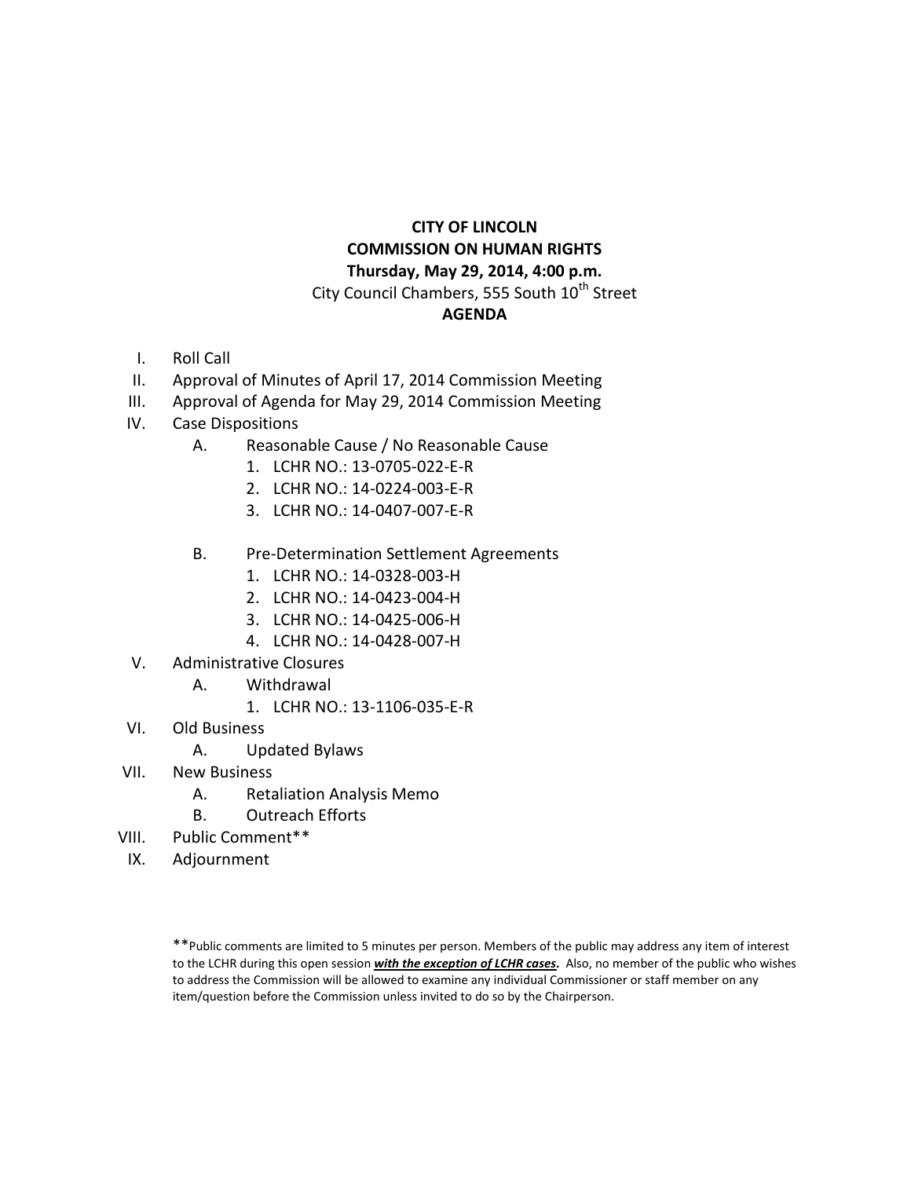**CITY OF LINCOLN**
**COMMISSION ON HUMAN RIGHTS**
**Thursday, May 29, 2014, 4:00 p.m.**
City Council Chambers, 555 South 10th Street
**AGENDA**

I. Roll Call

II. Approval of Minutes of April 17, 2014 Commission Meeting

III. Approval of Agenda for May 29, 2014 Commission Meeting

IV. Case Dispositions

  A. Reasonable Cause / No Reasonable Cause
    1. LCHR NO.: 13-0705-022-E-R
    2. LCHR NO.: 14-0224-003-E-R
    3. LCHR NO.: 14-0407-007-E-R

  B. Pre-Determination Settlement Agreements
    1. LCHR NO.: 14-0328-003-H
    2. LCHR NO.: 14-0423-004-H
    3. LCHR NO.: 14-0425-006-H
    4. LCHR NO.: 14-0428-007-H

V. Administrative Closures

  A. Withdrawal
    1. LCHR NO.: 13-1106-035-E-R

VI. Old Business

  A. Updated Bylaws

VII. New Business

  A. Retaliation Analysis Memo
  B. Outreach Efforts

VIII. Public Comment**

IX. Adjournment

**Public comments are limited to 5 minutes per person. Members of the public may address any item of interest to the LCHR during this open session ***<u>with the exception of LCHR cases</u>***. Also, no member of the public who wishes to address the Commission will be allowed to examine any individual Commissioner or staff member on any item/question before the Commission unless invited to do so by the Chairperson.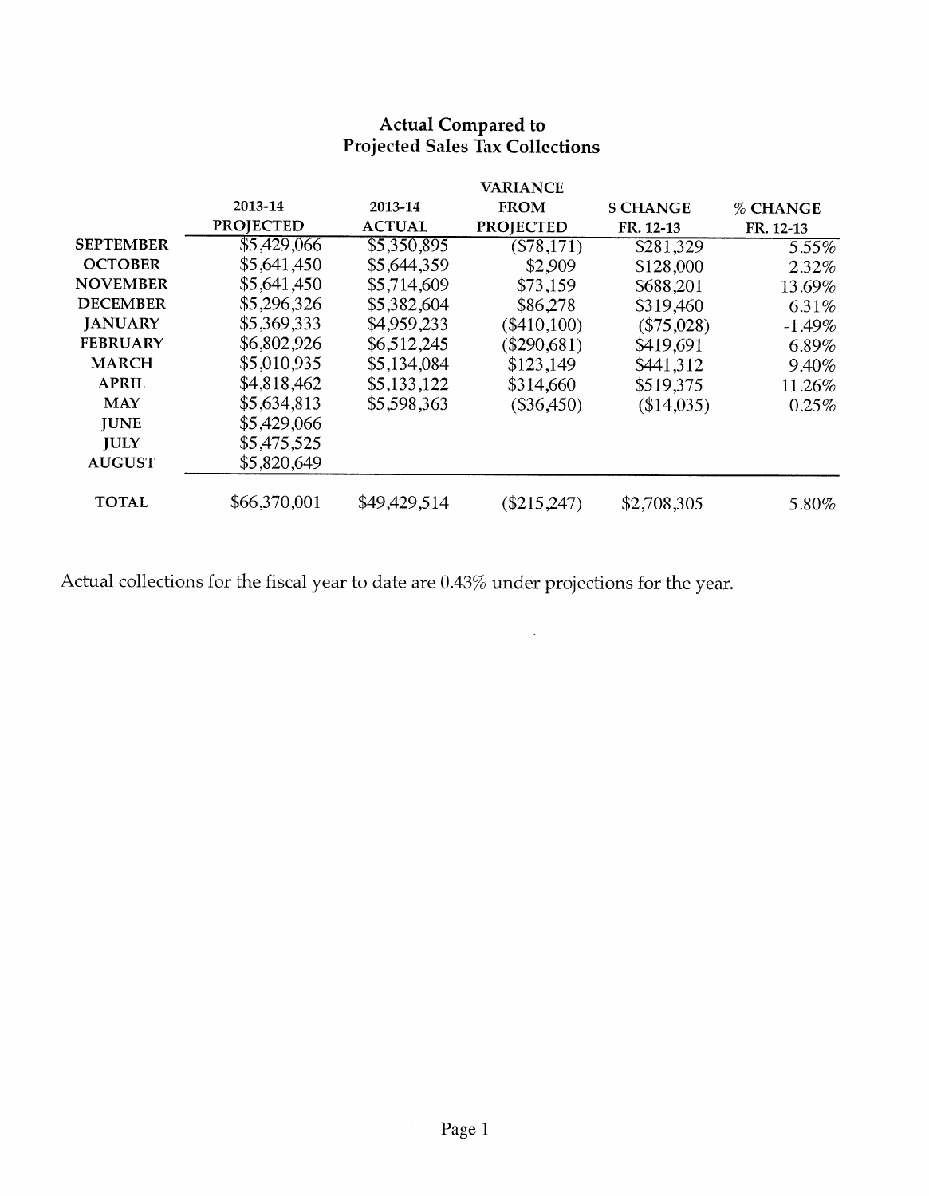## Actual Compared to Projected Sales Tax Collections

| | 2013-14 PROJECTED | 2013-14 ACTUAL | VARIANCE FROM PROJECTED | $ CHANGE FR. 12-13 | % CHANGE FR. 12-13 |
|---|---|---|---|---|---|
| SEPTEMBER | $5,429,066 | $5,350,895 | ($78,171) | $281,329 | 5.55% |
| OCTOBER | $5,641,450 | $5,644,359 | $2,909 | $128,000 | 2.32% |
| NOVEMBER | $5,641,450 | $5,714,609 | $73,159 | $688,201 | 13.69% |
| DECEMBER | $5,296,326 | $5,382,604 | $86,278 | $319,460 | 6.31% |
| JANUARY | $5,369,333 | $4,959,233 | ($410,100) | ($75,028) | -1.49% |
| FEBRUARY | $6,802,926 | $6,512,245 | ($290,681) | $419,691 | 6.89% |
| MARCH | $5,010,935 | $5,134,084 | $123,149 | $441,312 | 9.40% |
| APRIL | $4,818,462 | $5,133,122 | $314,660 | $519,375 | 11.26% |
| MAY | $5,634,813 | $5,598,363 | ($36,450) | ($14,035) | -0.25% |
| JUNE | $5,429,066 | | | | |
| JULY | $5,475,525 | | | | |
| AUGUST | $5,820,649 | | | | |
| TOTAL | $66,370,001 | $49,429,514 | ($215,247) | $2,708,305 | 5.80% |

Actual collections for the fiscal year to date are 0.43% under projections for the year.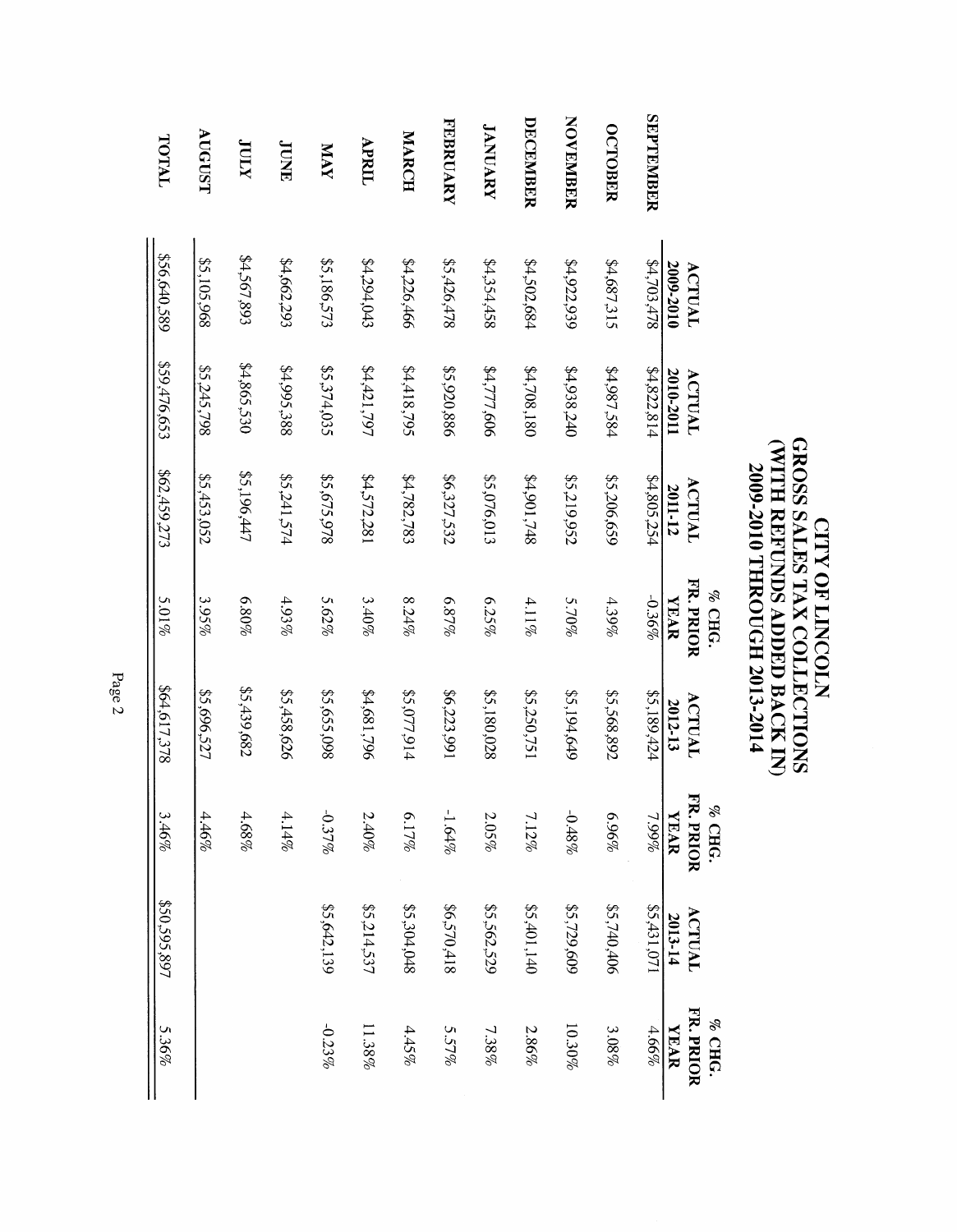# CITY OF LINCOLN
## GROSS SALES TAX COLLECTIONS
## (WITH REFUNDS ADDED BACK IN)
## 2009-2010 THROUGH 2013-2014

| | ACTUAL 2009-2010 | ACTUAL 2010-2011 | ACTUAL 2011-12 | % CHG. FR. PRIOR YEAR | ACTUAL 2012-13 | % CHG. FR. PRIOR YEAR | ACTUAL 2013-14 | % CHG. FR. PRIOR YEAR |
|---|---|---|---|---|---|---|---|---|
| **SEPTEMBER** | $4,703,478 | $4,822,814 | $4,805,254 | -0.36% | $5,189,424 | 7.99% | $5,431,071 | 4.66% |
| **OCTOBER** | $4,687,315 | $4,987,584 | $5,206,659 | 4.39% | $5,568,892 | 6.96% | $5,740,406 | 3.08% |
| **NOVEMBER** | $4,922,939 | $4,938,240 | $5,219,952 | 5.70% | $5,194,649 | -0.48% | $5,729,609 | 10.30% |
| **DECEMBER** | $4,502,684 | $4,708,180 | $4,901,748 | 4.11% | $5,250,751 | 7.12% | $5,401,140 | 2.86% |
| **JANUARY** | $4,354,458 | $4,777,606 | $5,076,013 | 6.25% | $5,180,028 | 2.05% | $5,562,529 | 7.38% |
| **FEBRUARY** | $5,426,478 | $5,920,886 | $6,327,532 | 6.87% | $6,223,991 | -1.64% | $6,570,418 | 5.57% |
| **MARCH** | $4,226,466 | $4,418,795 | $4,782,783 | 8.24% | $5,077,914 | 6.17% | $5,304,048 | 4.45% |
| **APRIL** | $4,294,043 | $4,421,797 | $4,572,281 | 3.40% | $4,681,796 | 2.40% | $5,214,537 | 11.38% |
| **MAY** | $5,186,573 | $5,374,035 | $5,675,978 | 5.62% | $5,655,098 | -0.37% | $5,642,139 | -0.23% |
| **JUNE** | $4,662,293 | $4,995,388 | $5,241,574 | 4.93% | $5,458,626 | 4.14% | | |
| **JULY** | $4,567,893 | $4,865,530 | $5,196,447 | 6.80% | $5,439,682 | 4.68% | | |
| **AUGUST** | $5,105,968 | $5,245,798 | $5,453,052 | 3.95% | $5,696,527 | 4.46% | | |
| **TOTAL** | $56,640,589 | $59,476,653 | $62,459,273 | 5.01% | $64,617,378 | 3.46% | $50,595,897 | 5.36% |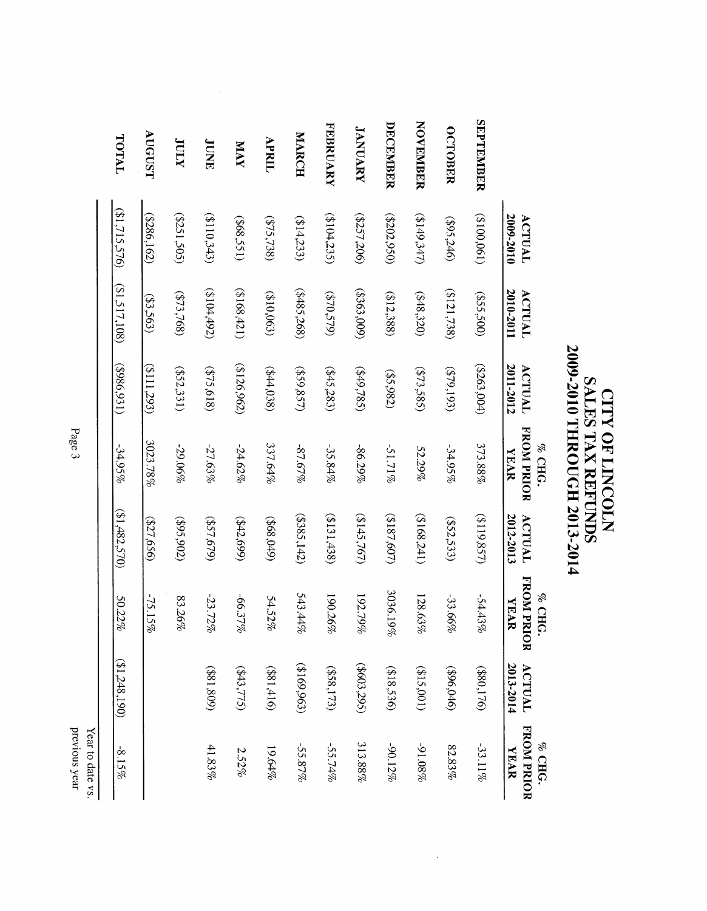# CITY OF LINCOLN
## SALES TAX REFUNDS
## 2009-2010 THROUGH 2013-2014

| | ACTUAL 2009-2010 | ACTUAL 2010-2011 | ACTUAL 2011-2012 | % CHG. FROM PRIOR YEAR | ACTUAL 2012-2013 | % CHG. FROM PRIOR YEAR | ACTUAL 2013-2014 | % CHG. FROM PRIOR YEAR |
|---|---|---|---|---|---|---|---|---|
| **SEPTEMBER** | ($100,061) | ($55,500) | ($263,004) | 373.88% | ($119,857) | -54.43% | ($80,176) | -33.11% |
| **OCTOBER** | ($95,246) | ($121,738) | ($79,193) | -34.95% | ($52,533) | -33.66% | ($96,046) | 82.83% |
| **NOVEMBER** | ($149,347) | ($48,320) | ($73,585) | 52.29% | ($168,241) | 128.63% | ($15,001) | -91.08% |
| **DECEMBER** | ($202,950) | ($12,388) | ($5,982) | -51.71% | ($187,607) | 3036.19% | ($18,536) | -90.12% |
| **JANUARY** | ($257,206) | ($363,009) | ($49,785) | -86.29% | ($145,767) | 192.79% | ($603,295) | 313.88% |
| **FEBRUARY** | ($104,235) | ($70,579) | ($45,283) | -35.84% | ($131,438) | 190.26% | ($58,173) | -55.74% |
| **MARCH** | ($14,233) | ($485,268) | ($59,857) | -87.67% | ($385,142) | 543.44% | ($169,963) | -55.87% |
| **APRIL** | ($75,738) | ($10,063) | ($44,038) | 337.64% | ($68,049) | 54.52% | ($81,416) | 19.64% |
| **MAY** | ($68,551) | ($168,421) | ($126,962) | -24.62% | ($42,699) | -66.37% | ($43,775) | 2.52% |
| **JUNE** | ($110,343) | ($104,492) | ($75,618) | -27.63% | ($57,679) | -23.72% | ($81,809) | 41.83% |
| **JULY** | ($251,505) | ($73,768) | ($52,331) | -29.06% | ($95,902) | 83.26% | | |
| **AUGUST** | ($286,162) | ($3,563) | ($111,293) | 3023.78% | ($27,656) | -75.15% | | |
| **TOTAL** | ($1,715,576) | ($1,517,108) | ($986,931) | -34.95% | ($1,482,570) | 50.22% | ($1,248,190) | -8.15% |

Year to date vs. previous year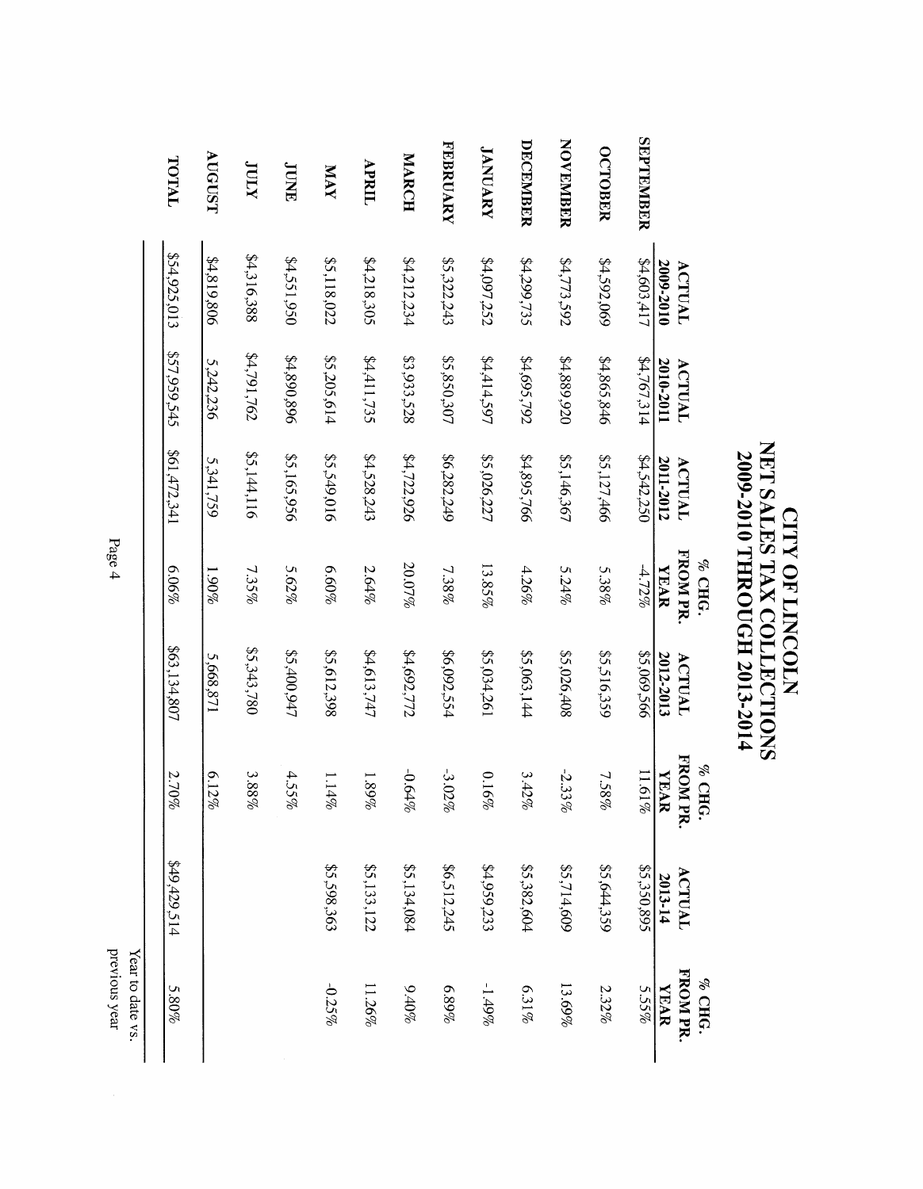# CITY OF LINCOLN
# NET SALES TAX COLLECTIONS
# 2009-2010 THROUGH 2013-2014

| | ACTUAL 2009-2010 | ACTUAL 2010-2011 | ACTUAL 2011-2012 | % CHG. FROM PR. YEAR | ACTUAL 2012-2013 | % CHG. FROM PR. YEAR | ACTUAL 2013-14 | % CHG. FROM PR. YEAR |
|---|---|---|---|---|---|---|---|---|
| **SEPTEMBER** | $4,603,417 | $4,767,314 | $4,542,250 | -4.72% | $5,069,566 | 11.61% | $5,350,895 | 5.55% |
| **OCTOBER** | $4,592,069 | $4,865,846 | $5,127,466 | 5.38% | $5,516,359 | 7.58% | $5,644,359 | 2.32% |
| **NOVEMBER** | $4,773,592 | $4,889,920 | $5,146,367 | 5.24% | $5,026,408 | -2.33% | $5,714,609 | 13.69% |
| **DECEMBER** | $4,299,735 | $4,695,792 | $4,895,766 | 4.26% | $5,063,144 | 3.42% | $5,382,604 | 6.31% |
| **JANUARY** | $4,097,252 | $4,414,597 | $5,026,227 | 13.85% | $5,034,261 | 0.16% | $4,959,233 | -1.49% |
| **FEBRUARY** | $5,322,243 | $5,850,307 | $6,282,249 | 7.38% | $6,092,554 | -3.02% | $6,512,245 | 6.89% |
| **MARCH** | $4,212,234 | $3,933,528 | $4,722,926 | 20.07% | $4,692,772 | -0.64% | $5,134,084 | 9.40% |
| **APRIL** | $4,218,305 | $4,411,735 | $4,528,243 | 2.64% | $4,613,747 | 1.89% | $5,133,122 | 11.26% |
| **MAY** | $5,118,022 | $5,205,614 | $5,549,016 | 6.60% | $5,612,398 | 1.14% | $5,598,363 | -0.25% |
| **JUNE** | $4,551,950 | $4,890,896 | $5,165,956 | 5.62% | $5,400,947 | 4.55% | | |
| **JULY** | $4,316,388 | $4,791,762 | $5,144,116 | 7.35% | $5,343,780 | 3.88% | | |
| **AUGUST** | $4,819,806 | 5,242,236 | 5,341,759 | 1.90% | 5,668,871 | 6.12% | | |
| **TOTAL** | $54,925,013 | $57,959,545 | $61,472,341 | 6.06% | $63,134,807 | 2.70% | $49,429,514 | 5.80% |

Year to date vs. previous year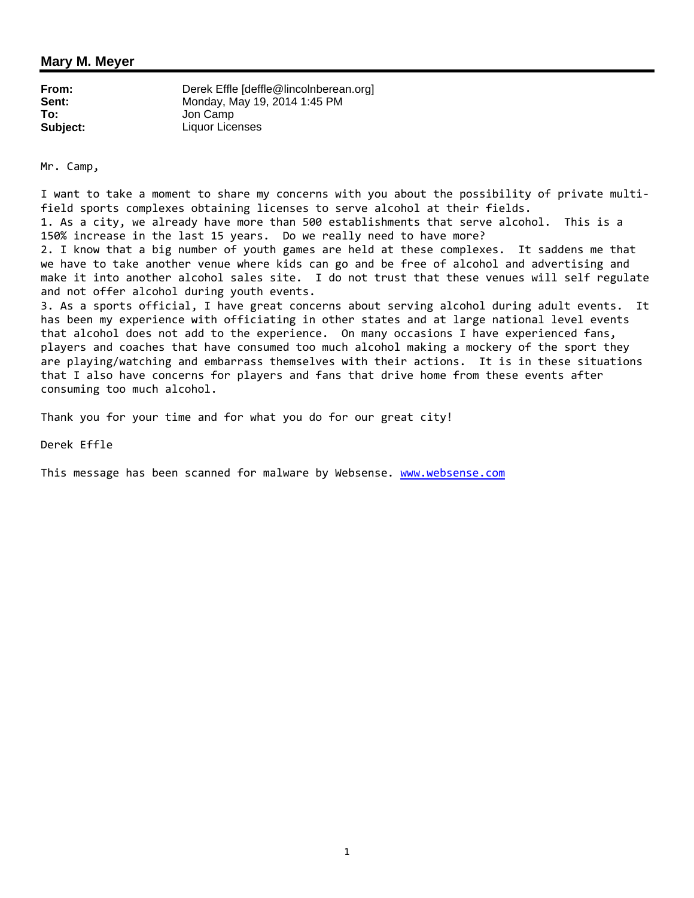## Mary M. Meyer

**From:** Derek Effle [deffle@lincolnberean.org]
**Sent:** Monday, May 19, 2014 1:45 PM
**To:** Jon Camp
**Subject:** Liquor Licenses

Mr. Camp,

I want to take a moment to share my concerns with you about the possibility of private multi-field sports complexes obtaining licenses to serve alcohol at their fields.
1. As a city, we already have more than 500 establishments that serve alcohol. This is a 150% increase in the last 15 years. Do we really need to have more?
2. I know that a big number of youth games are held at these complexes. It saddens me that we have to take another venue where kids can go and be free of alcohol and advertising and make it into another alcohol sales site. I do not trust that these venues will self regulate and not offer alcohol during youth events.
3. As a sports official, I have great concerns about serving alcohol during adult events. It has been my experience with officiating in other states and at large national level events that alcohol does not add to the experience. On many occasions I have experienced fans, players and coaches that have consumed too much alcohol making a mockery of the sport they are playing/watching and embarrass themselves with their actions. It is in these situations that I also have concerns for players and fans that drive home from these events after consuming too much alcohol.

Thank you for your time and for what you do for our great city!

Derek Effle

This message has been scanned for malware by Websense. www.websense.com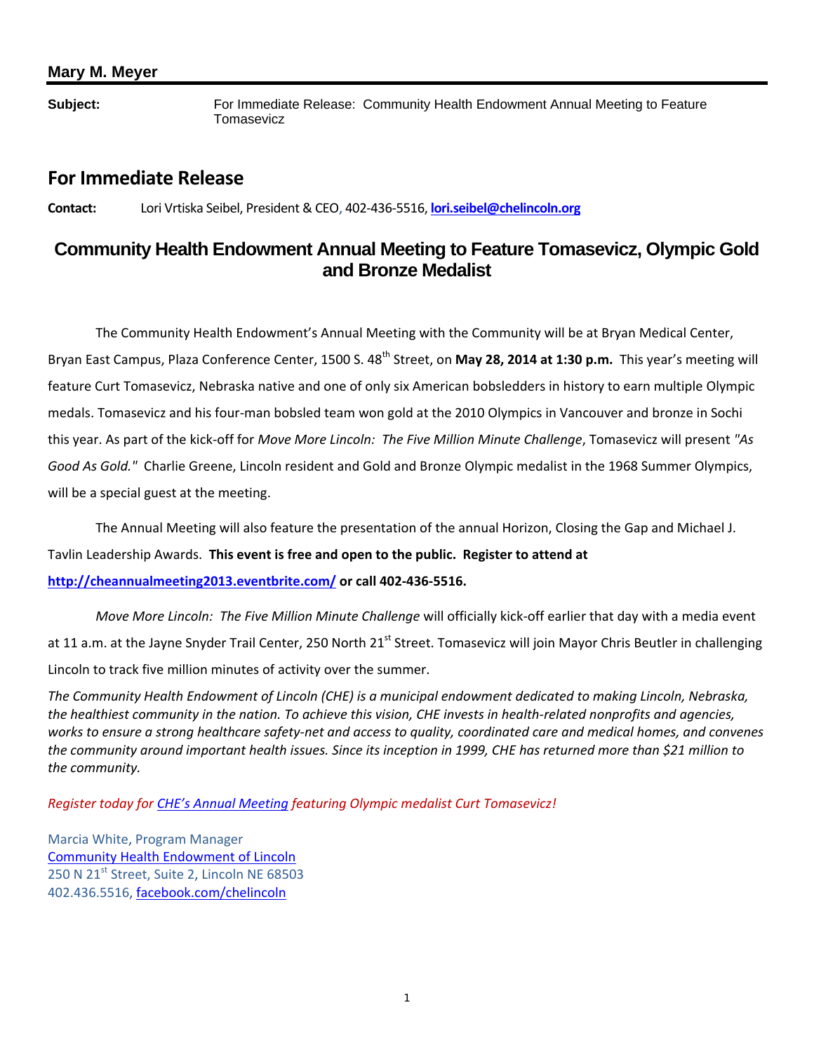**Mary M. Meyer**

**Subject:** For Immediate Release: Community Health Endowment Annual Meeting to Feature Tomasevicz

## For Immediate Release

**Contact:** Lori Vrtiska Seibel, President & CEO, 402-436-5516, **lori.seibel@chelincoln.org**

# Community Health Endowment Annual Meeting to Feature Tomasevicz, Olympic Gold and Bronze Medalist

The Community Health Endowment's Annual Meeting with the Community will be at Bryan Medical Center, Bryan East Campus, Plaza Conference Center, 1500 S. 48th Street, on **May 28, 2014 at 1:30 p.m.** This year's meeting will feature Curt Tomasevicz, Nebraska native and one of only six American bobsledders in history to earn multiple Olympic medals. Tomasevicz and his four-man bobsled team won gold at the 2010 Olympics in Vancouver and bronze in Sochi this year. As part of the kick-off for *Move More Lincoln: The Five Million Minute Challenge*, Tomasevicz will present *"As Good As Gold."* Charlie Greene, Lincoln resident and Gold and Bronze Olympic medalist in the 1968 Summer Olympics, will be a special guest at the meeting.

The Annual Meeting will also feature the presentation of the annual Horizon, Closing the Gap and Michael J. Tavlin Leadership Awards. **This event is free and open to the public. Register to attend at http://cheannualmeeting2013.eventbrite.com/ or call 402-436-5516.**

*Move More Lincoln: The Five Million Minute Challenge* will officially kick-off earlier that day with a media event at 11 a.m. at the Jayne Snyder Trail Center, 250 North 21st Street. Tomasevicz will join Mayor Chris Beutler in challenging Lincoln to track five million minutes of activity over the summer.

*The Community Health Endowment of Lincoln (CHE) is a municipal endowment dedicated to making Lincoln, Nebraska, the healthiest community in the nation. To achieve this vision, CHE invests in health-related nonprofits and agencies, works to ensure a strong healthcare safety-net and access to quality, coordinated care and medical homes, and convenes the community around important health issues. Since its inception in 1999, CHE has returned more than $21 million to the community.*

*Register today for CHE's Annual Meeting featuring Olympic medalist Curt Tomasevicz!*

Marcia White, Program Manager
Community Health Endowment of Lincoln
250 N 21st Street, Suite 2, Lincoln NE 68503
402.436.5516, facebook.com/chelincoln